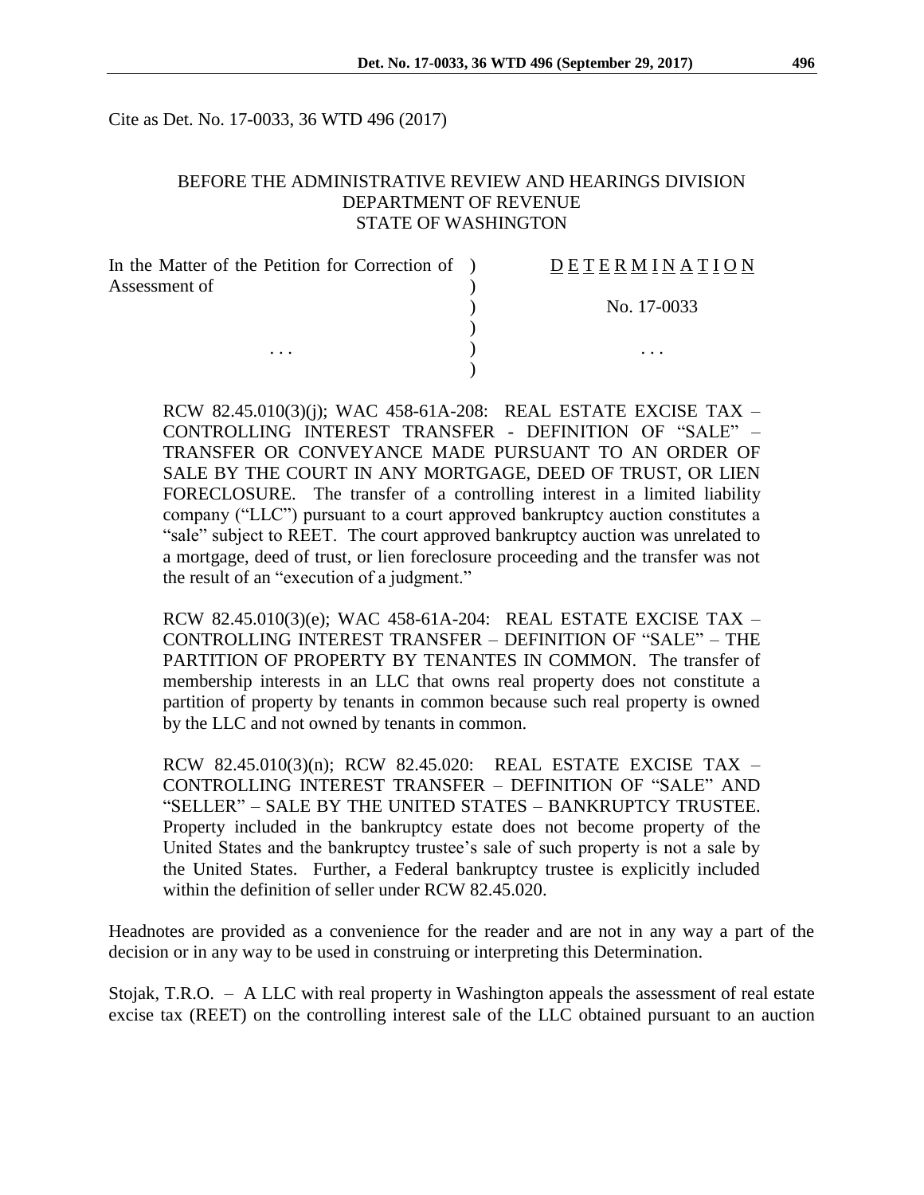Cite as Det. No. 17-0033, 36 WTD 496 (2017)

BEFORE THE ADMINISTRATIVE REVIEW AND HEARINGS DIVISION
DEPARTMENT OF REVENUE
STATE OF WASHINGTON

| | |
|---|---|
| In the Matter of the Petition for Correction of Assessment of | D E T E R M I N A T I O N |
| | No. 17-0033 |
| . . . | . . . |

RCW 82.45.010(3)(j); WAC 458-61A-208: REAL ESTATE EXCISE TAX – CONTROLLING INTEREST TRANSFER - DEFINITION OF "SALE" – TRANSFER OR CONVEYANCE MADE PURSUANT TO AN ORDER OF SALE BY THE COURT IN ANY MORTGAGE, DEED OF TRUST, OR LIEN FORECLOSURE. The transfer of a controlling interest in a limited liability company ("LLC") pursuant to a court approved bankruptcy auction constitutes a "sale" subject to REET. The court approved bankruptcy auction was unrelated to a mortgage, deed of trust, or lien foreclosure proceeding and the transfer was not the result of an "execution of a judgment."

RCW 82.45.010(3)(e); WAC 458-61A-204: REAL ESTATE EXCISE TAX – CONTROLLING INTEREST TRANSFER – DEFINITION OF "SALE" – THE PARTITION OF PROPERTY BY TENANTES IN COMMON. The transfer of membership interests in an LLC that owns real property does not constitute a partition of property by tenants in common because such real property is owned by the LLC and not owned by tenants in common.

RCW 82.45.010(3)(n); RCW 82.45.020: REAL ESTATE EXCISE TAX – CONTROLLING INTEREST TRANSFER – DEFINITION OF "SALE" AND "SELLER" – SALE BY THE UNITED STATES – BANKRUPTCY TRUSTEE. Property included in the bankruptcy estate does not become property of the United States and the bankruptcy trustee's sale of such property is not a sale by the United States. Further, a Federal bankruptcy trustee is explicitly included within the definition of seller under RCW 82.45.020.

Headnotes are provided as a convenience for the reader and are not in any way a part of the decision or in any way to be used in construing or interpreting this Determination.

Stojak, T.R.O. – A LLC with real property in Washington appeals the assessment of real estate excise tax (REET) on the controlling interest sale of the LLC obtained pursuant to an auction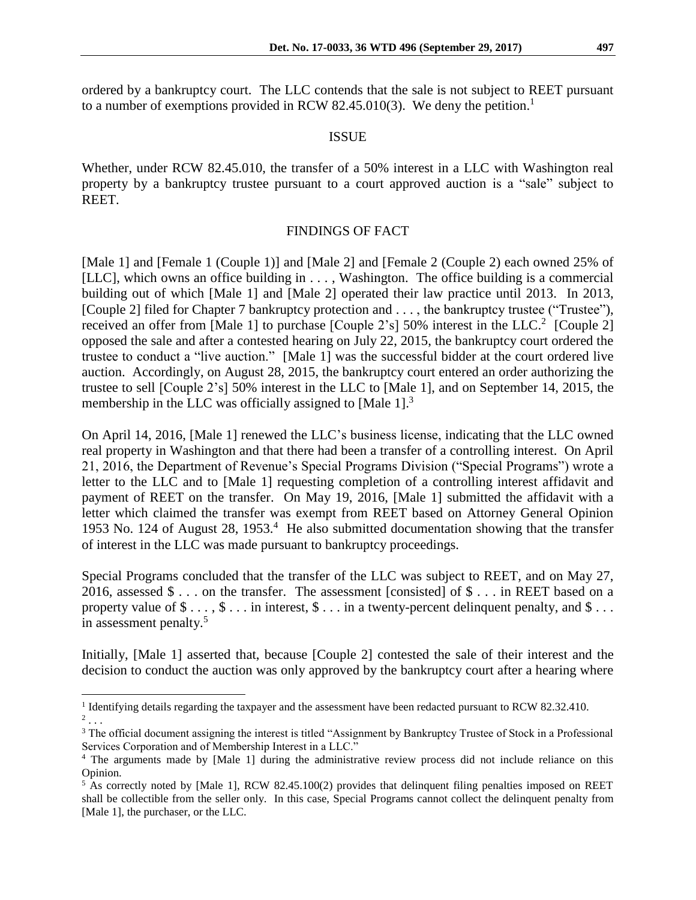ordered by a bankruptcy court. The LLC contends that the sale is not subject to REET pursuant to a number of exemptions provided in RCW 82.45.010(3). We deny the petition.[1]

## ISSUE

Whether, under RCW 82.45.010, the transfer of a 50% interest in a LLC with Washington real property by a bankruptcy trustee pursuant to a court approved auction is a "sale" subject to REET.

## FINDINGS OF FACT

[Male 1] and [Female 1 (Couple 1)] and [Male 2] and [Female 2 (Couple 2) each owned 25% of [LLC], which owns an office building in . . . , Washington. The office building is a commercial building out of which [Male 1] and [Male 2] operated their law practice until 2013. In 2013, [Couple 2] filed for Chapter 7 bankruptcy protection and . . . , the bankruptcy trustee ("Trustee"), received an offer from [Male 1] to purchase [Couple 2's] 50% interest in the LLC.[2] [Couple 2] opposed the sale and after a contested hearing on July 22, 2015, the bankruptcy court ordered the trustee to conduct a "live auction." [Male 1] was the successful bidder at the court ordered live auction. Accordingly, on August 28, 2015, the bankruptcy court entered an order authorizing the trustee to sell [Couple 2's] 50% interest in the LLC to [Male 1], and on September 14, 2015, the membership in the LLC was officially assigned to [Male 1].[3]

On April 14, 2016, [Male 1] renewed the LLC's business license, indicating that the LLC owned real property in Washington and that there had been a transfer of a controlling interest. On April 21, 2016, the Department of Revenue's Special Programs Division ("Special Programs") wrote a letter to the LLC and to [Male 1] requesting completion of a controlling interest affidavit and payment of REET on the transfer. On May 19, 2016, [Male 1] submitted the affidavit with a letter which claimed the transfer was exempt from REET based on Attorney General Opinion 1953 No. 124 of August 28, 1953.[4] He also submitted documentation showing that the transfer of interest in the LLC was made pursuant to bankruptcy proceedings.

Special Programs concluded that the transfer of the LLC was subject to REET, and on May 27, 2016, assessed $ . . . on the transfer. The assessment [consisted] of $ . . . in REET based on a property value of $ . . . , $ . . . in interest, $ . . . in a twenty-percent delinquent penalty, and $ . . . in assessment penalty.[5]

Initially, [Male 1] asserted that, because [Couple 2] contested the sale of their interest and the decision to conduct the auction was only approved by the bankruptcy court after a hearing where

---

[1] Identifying details regarding the taxpayer and the assessment have been redacted pursuant to RCW 82.32.410.

[2] . . .

[3] The official document assigning the interest is titled "Assignment by Bankruptcy Trustee of Stock in a Professional Services Corporation and of Membership Interest in a LLC."

[4] The arguments made by [Male 1] during the administrative review process did not include reliance on this Opinion.

[5] As correctly noted by [Male 1], RCW 82.45.100(2) provides that delinquent filing penalties imposed on REET shall be collectible from the seller only. In this case, Special Programs cannot collect the delinquent penalty from [Male 1], the purchaser, or the LLC.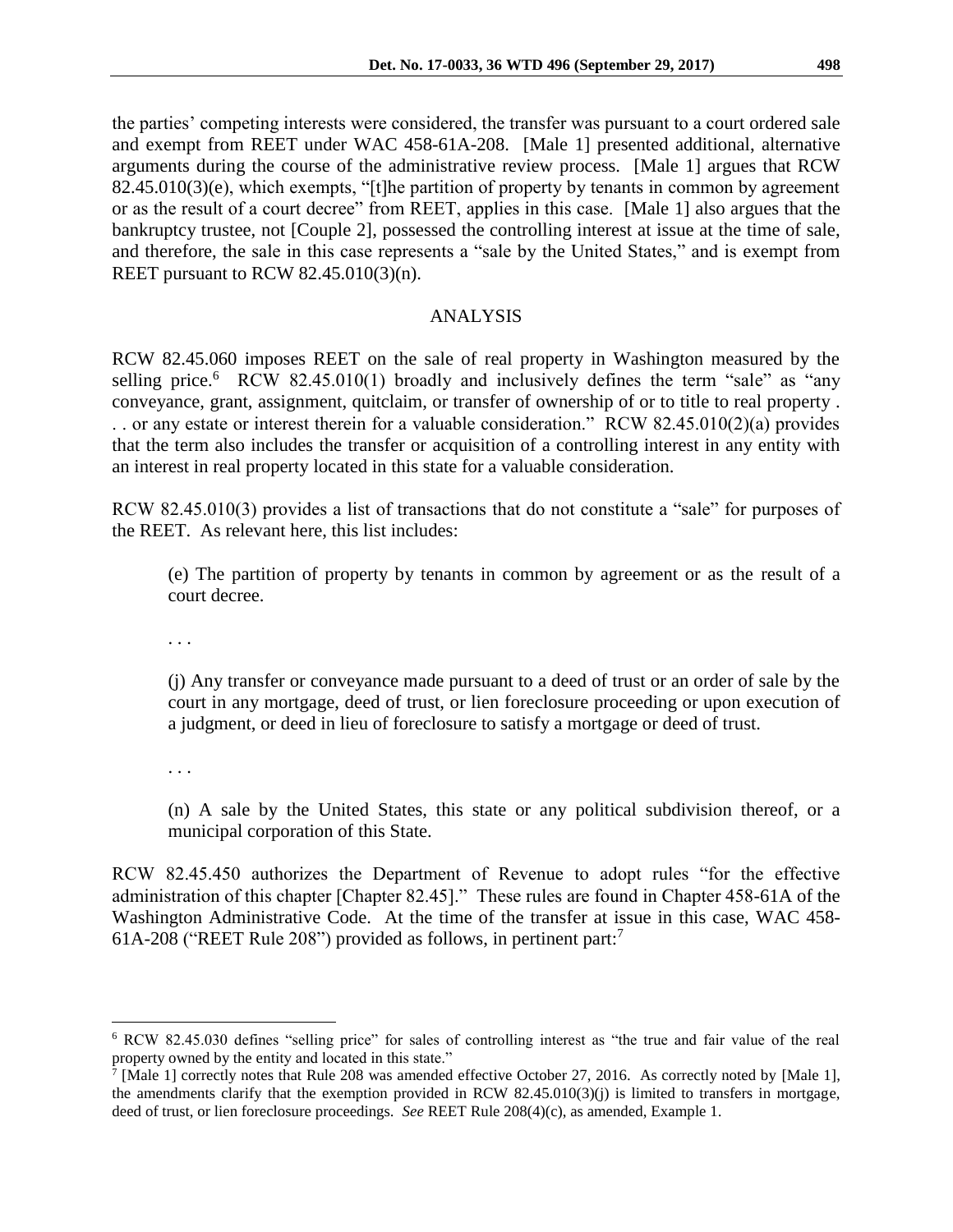the parties' competing interests were considered, the transfer was pursuant to a court ordered sale and exempt from REET under WAC 458-61A-208. [Male 1] presented additional, alternative arguments during the course of the administrative review process. [Male 1] argues that RCW 82.45.010(3)(e), which exempts, "[t]he partition of property by tenants in common by agreement or as the result of a court decree" from REET, applies in this case. [Male 1] also argues that the bankruptcy trustee, not [Couple 2], possessed the controlling interest at issue at the time of sale, and therefore, the sale in this case represents a "sale by the United States," and is exempt from REET pursuant to RCW 82.45.010(3)(n).

## ANALYSIS

RCW 82.45.060 imposes REET on the sale of real property in Washington measured by the selling price.[6] RCW 82.45.010(1) broadly and inclusively defines the term "sale" as "any conveyance, grant, assignment, quitclaim, or transfer of ownership of or to title to real property . . . or any estate or interest therein for a valuable consideration." RCW 82.45.010(2)(a) provides that the term also includes the transfer or acquisition of a controlling interest in any entity with an interest in real property located in this state for a valuable consideration.

RCW 82.45.010(3) provides a list of transactions that do not constitute a "sale" for purposes of the REET. As relevant here, this list includes:

> (e) The partition of property by tenants in common by agreement or as the result of a court decree.
>
> . . .
>
> (j) Any transfer or conveyance made pursuant to a deed of trust or an order of sale by the court in any mortgage, deed of trust, or lien foreclosure proceeding or upon execution of a judgment, or deed in lieu of foreclosure to satisfy a mortgage or deed of trust.
>
> . . .
>
> (n) A sale by the United States, this state or any political subdivision thereof, or a municipal corporation of this State.

RCW 82.45.450 authorizes the Department of Revenue to adopt rules "for the effective administration of this chapter [Chapter 82.45]." These rules are found in Chapter 458-61A of the Washington Administrative Code. At the time of the transfer at issue in this case, WAC 458-61A-208 ("REET Rule 208") provided as follows, in pertinent part:[7]

---

[6] RCW 82.45.030 defines "selling price" for sales of controlling interest as "the true and fair value of the real property owned by the entity and located in this state."

[7] [Male 1] correctly notes that Rule 208 was amended effective October 27, 2016. As correctly noted by [Male 1], the amendments clarify that the exemption provided in RCW 82.45.010(3)(j) is limited to transfers in mortgage, deed of trust, or lien foreclosure proceedings. *See* REET Rule 208(4)(c), as amended, Example 1.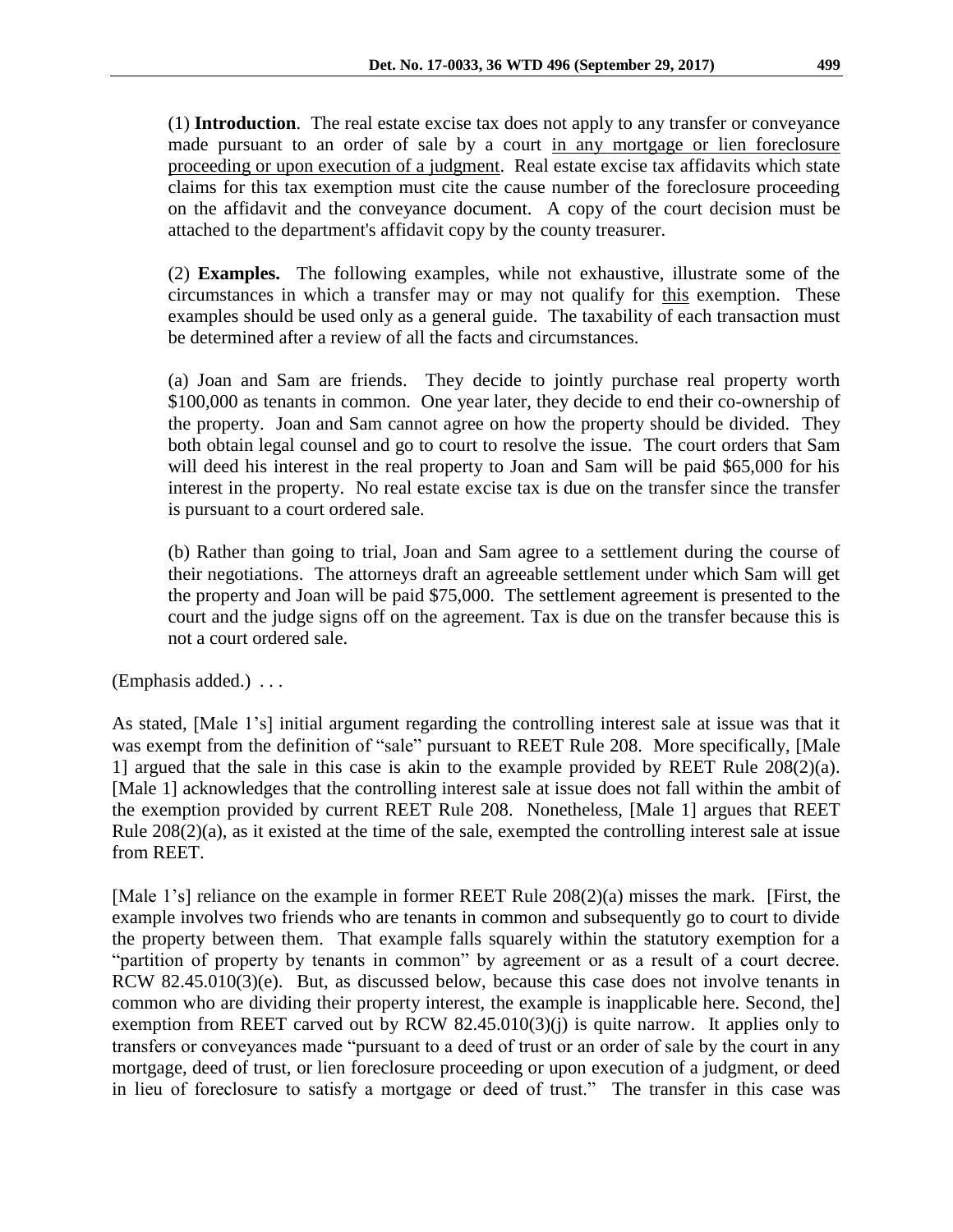(1) **Introduction**. The real estate excise tax does not apply to any transfer or conveyance made pursuant to an order of sale by a court <u>in any mortgage or lien foreclosure proceeding or upon execution of a judgment</u>. Real estate excise tax affidavits which state claims for this tax exemption must cite the cause number of the foreclosure proceeding on the affidavit and the conveyance document. A copy of the court decision must be attached to the department's affidavit copy by the county treasurer.

(2) **Examples.** The following examples, while not exhaustive, illustrate some of the circumstances in which a transfer may or may not qualify for <u>this</u> exemption. These examples should be used only as a general guide. The taxability of each transaction must be determined after a review of all the facts and circumstances.

(a) Joan and Sam are friends. They decide to jointly purchase real property worth $100,000 as tenants in common. One year later, they decide to end their co-ownership of the property. Joan and Sam cannot agree on how the property should be divided. They both obtain legal counsel and go to court to resolve the issue. The court orders that Sam will deed his interest in the real property to Joan and Sam will be paid $65,000 for his interest in the property. No real estate excise tax is due on the transfer since the transfer is pursuant to a court ordered sale.

(b) Rather than going to trial, Joan and Sam agree to a settlement during the course of their negotiations. The attorneys draft an agreeable settlement under which Sam will get the property and Joan will be paid $75,000. The settlement agreement is presented to the court and the judge signs off on the agreement. Tax is due on the transfer because this is not a court ordered sale.

(Emphasis added.) . . .

As stated, [Male 1's] initial argument regarding the controlling interest sale at issue was that it was exempt from the definition of "sale" pursuant to REET Rule 208. More specifically, [Male 1] argued that the sale in this case is akin to the example provided by REET Rule 208(2)(a). [Male 1] acknowledges that the controlling interest sale at issue does not fall within the ambit of the exemption provided by current REET Rule 208. Nonetheless, [Male 1] argues that REET Rule 208(2)(a), as it existed at the time of the sale, exempted the controlling interest sale at issue from REET.

[Male 1's] reliance on the example in former REET Rule 208(2)(a) misses the mark. [First, the example involves two friends who are tenants in common and subsequently go to court to divide the property between them. That example falls squarely within the statutory exemption for a "partition of property by tenants in common" by agreement or as a result of a court decree. RCW 82.45.010(3)(e). But, as discussed below, because this case does not involve tenants in common who are dividing their property interest, the example is inapplicable here. Second, the] exemption from REET carved out by RCW 82.45.010(3)(j) is quite narrow. It applies only to transfers or conveyances made "pursuant to a deed of trust or an order of sale by the court in any mortgage, deed of trust, or lien foreclosure proceeding or upon execution of a judgment, or deed in lieu of foreclosure to satisfy a mortgage or deed of trust." The transfer in this case was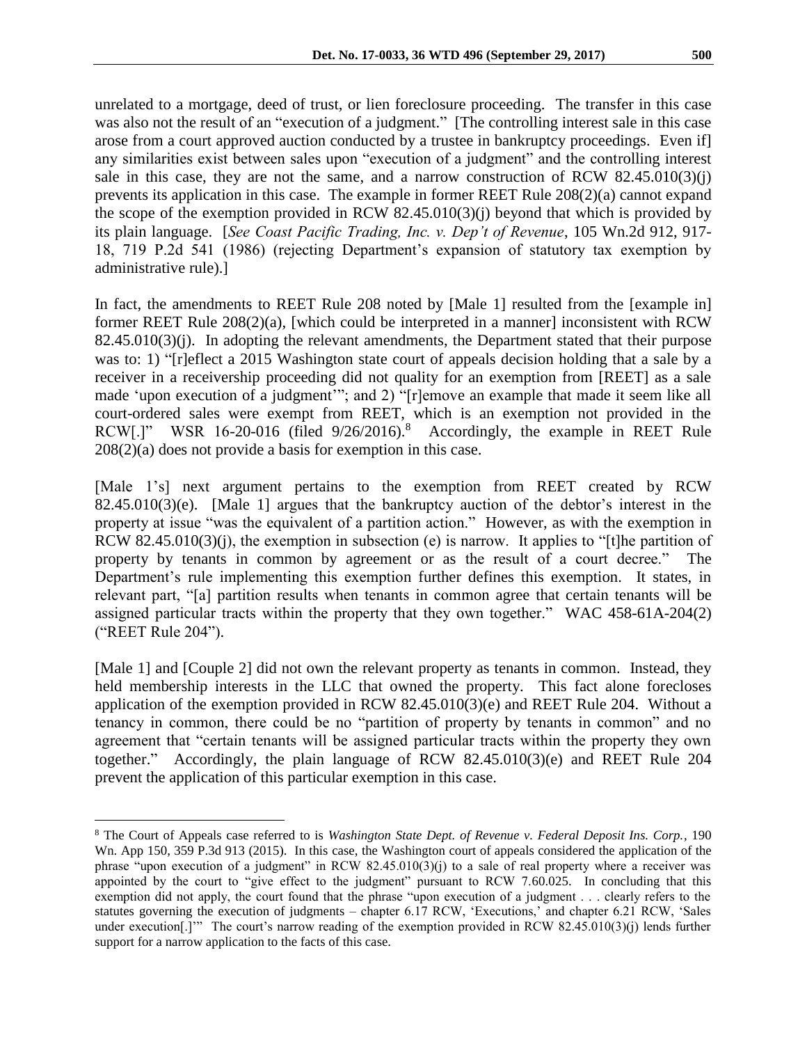unrelated to a mortgage, deed of trust, or lien foreclosure proceeding. The transfer in this case was also not the result of an "execution of a judgment." [The controlling interest sale in this case arose from a court approved auction conducted by a trustee in bankruptcy proceedings. Even if] any similarities exist between sales upon "execution of a judgment" and the controlling interest sale in this case, they are not the same, and a narrow construction of RCW 82.45.010(3)(j) prevents its application in this case. The example in former REET Rule 208(2)(a) cannot expand the scope of the exemption provided in RCW 82.45.010(3)(j) beyond that which is provided by its plain language. [*See Coast Pacific Trading, Inc. v. Dep't of Revenue*, 105 Wn.2d 912, 917-18, 719 P.2d 541 (1986) (rejecting Department's expansion of statutory tax exemption by administrative rule).]

In fact, the amendments to REET Rule 208 noted by [Male 1] resulted from the [example in] former REET Rule 208(2)(a), [which could be interpreted in a manner] inconsistent with RCW 82.45.010(3)(j). In adopting the relevant amendments, the Department stated that their purpose was to: 1) "[r]eflect a 2015 Washington state court of appeals decision holding that a sale by a receiver in a receivership proceeding did not quality for an exemption from [REET] as a sale made 'upon execution of a judgment'"; and 2) "[r]emove an example that made it seem like all court-ordered sales were exempt from REET, which is an exemption not provided in the RCW[.]" WSR 16-20-016 (filed 9/26/2016).[8] Accordingly, the example in REET Rule 208(2)(a) does not provide a basis for exemption in this case.

[Male 1's] next argument pertains to the exemption from REET created by RCW 82.45.010(3)(e). [Male 1] argues that the bankruptcy auction of the debtor's interest in the property at issue "was the equivalent of a partition action." However, as with the exemption in RCW 82.45.010(3)(j), the exemption in subsection (e) is narrow. It applies to "[t]he partition of property by tenants in common by agreement or as the result of a court decree." The Department's rule implementing this exemption further defines this exemption. It states, in relevant part, "[a] partition results when tenants in common agree that certain tenants will be assigned particular tracts within the property that they own together." WAC 458-61A-204(2) ("REET Rule 204").

[Male 1] and [Couple 2] did not own the relevant property as tenants in common. Instead, they held membership interests in the LLC that owned the property. This fact alone forecloses application of the exemption provided in RCW 82.45.010(3)(e) and REET Rule 204. Without a tenancy in common, there could be no "partition of property by tenants in common" and no agreement that "certain tenants will be assigned particular tracts within the property they own together." Accordingly, the plain language of RCW 82.45.010(3)(e) and REET Rule 204 prevent the application of this particular exemption in this case.

---

[8] The Court of Appeals case referred to is *Washington State Dept. of Revenue v. Federal Deposit Ins. Corp.*, 190 Wn. App 150, 359 P.3d 913 (2015). In this case, the Washington court of appeals considered the application of the phrase "upon execution of a judgment" in RCW 82.45.010(3)(j) to a sale of real property where a receiver was appointed by the court to "give effect to the judgment" pursuant to RCW 7.60.025. In concluding that this exemption did not apply, the court found that the phrase "upon execution of a judgment . . . clearly refers to the statutes governing the execution of judgments – chapter 6.17 RCW, 'Executions,' and chapter 6.21 RCW, 'Sales under execution[.]'" The court's narrow reading of the exemption provided in RCW 82.45.010(3)(j) lends further support for a narrow application to the facts of this case.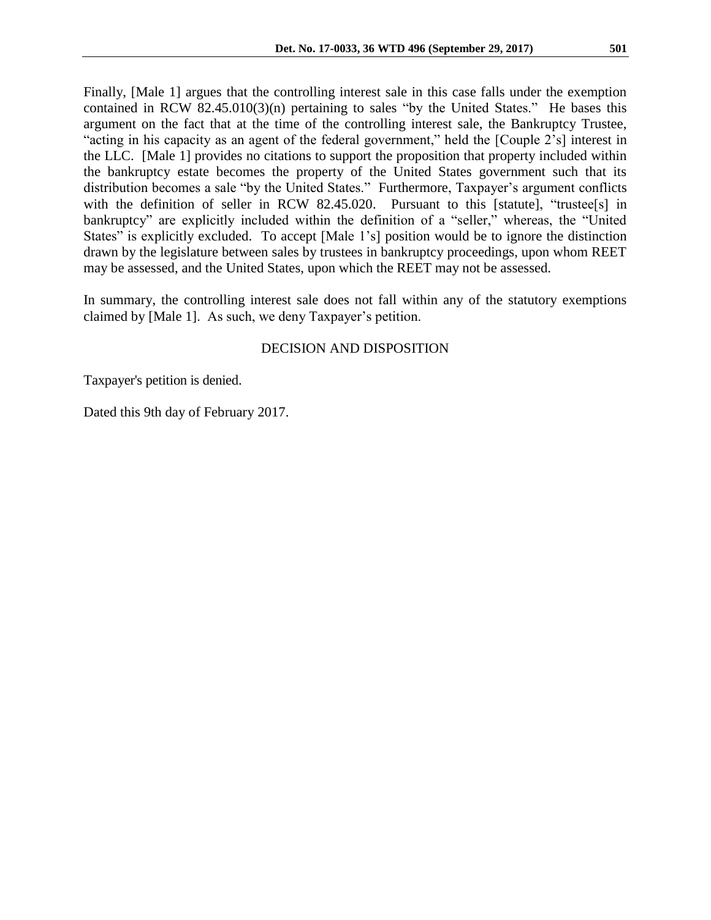Finally, [Male 1] argues that the controlling interest sale in this case falls under the exemption contained in RCW 82.45.010(3)(n) pertaining to sales "by the United States." He bases this argument on the fact that at the time of the controlling interest sale, the Bankruptcy Trustee, "acting in his capacity as an agent of the federal government," held the [Couple 2's] interest in the LLC. [Male 1] provides no citations to support the proposition that property included within the bankruptcy estate becomes the property of the United States government such that its distribution becomes a sale "by the United States." Furthermore, Taxpayer's argument conflicts with the definition of seller in RCW 82.45.020. Pursuant to this [statute], "trustee[s] in bankruptcy" are explicitly included within the definition of a "seller," whereas, the "United States" is explicitly excluded. To accept [Male 1's] position would be to ignore the distinction drawn by the legislature between sales by trustees in bankruptcy proceedings, upon whom REET may be assessed, and the United States, upon which the REET may not be assessed.

In summary, the controlling interest sale does not fall within any of the statutory exemptions claimed by [Male 1]. As such, we deny Taxpayer's petition.

## DECISION AND DISPOSITION

Taxpayer's petition is denied.

Dated this 9th day of February 2017.